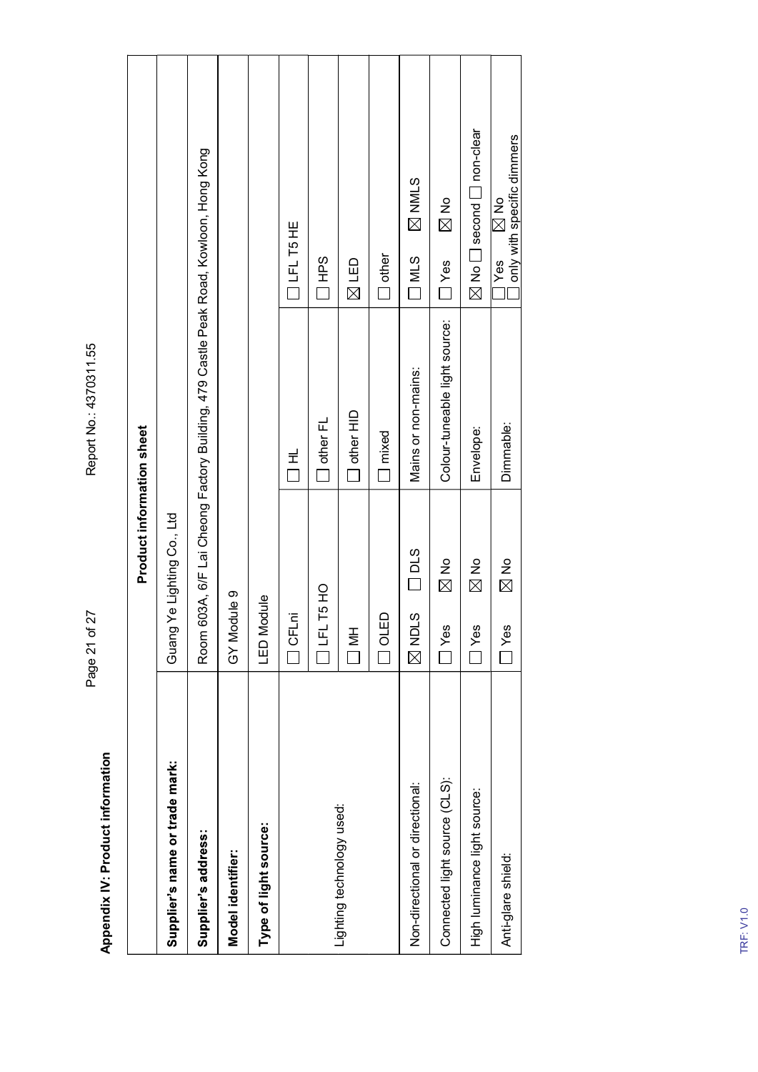**Appendix IV: Product information**

| Product information sheet | | | | |
|---|---|---|---|---|
| **Supplier's name or trade mark:** | Guang Ye Lighting Co., Ltd | | | |
| **Supplier's address:** | Room 603A, 6/F Lai Cheong Factory Building, 479 Castle Peak Road, Kowloon, Hong Kong | | | |
| **Model identifier:** | GY Module 9 | | | |
| **Type of light source:** | LED Module | | | |
| Lighting technology used: | ☐ CFLni | ☐ HL | | ☐ LFL T5 HE |
| | ☐ LFL T5 HO | ☐ other FL | | ☐ HPS |
| | ☐ MH | ☐ other HID | | ☒ LED |
| | ☐ OLED | ☐ mixed | | ☐ other |
| Non-directional or directional: | ☒ NDLS ☐ DLS | Mains or non-mains: | | ☐ MLS ☒ NMLS |
| Connected light source (CLS): | ☐ Yes ☒ No | Colour-tuneable light source: | | ☐ Yes ☒ No |
| High luminance light source: | ☐ Yes ☒ No | Envelope: | | ☒ No ☐ second ☐ non-clear |
| Anti-glare shield: | ☐ Yes ☒ No | Dimmable: | | ☐ Yes ☒ No ☐ only with specific dimmers |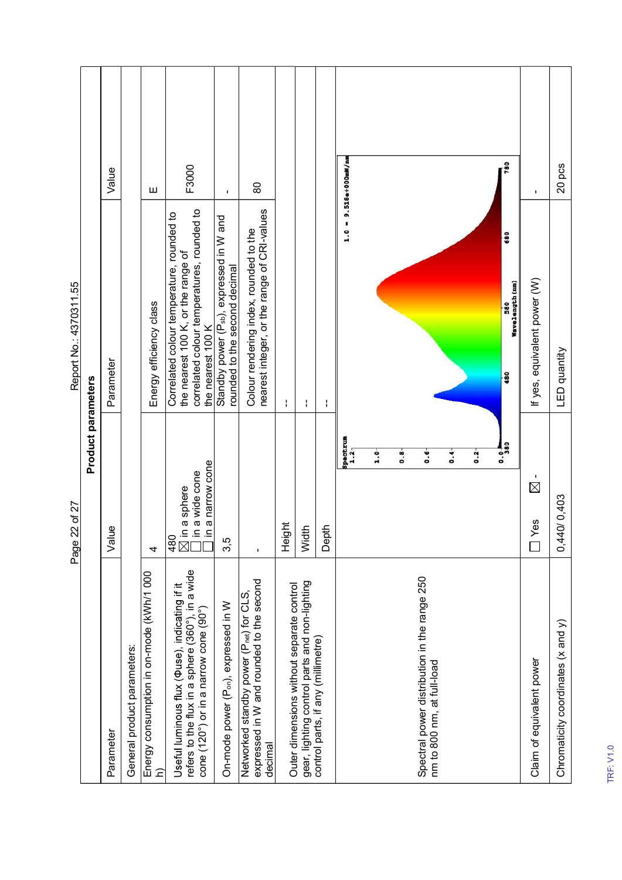## Product parameters

| Parameter | Value | Parameter | Value |
|---|---|---|---|
| General product parameters: | | | |
| Energy consumption in on-mode (kWh/1 000 h) | 4 | Energy efficiency class | E |
| Useful luminous flux (Φuse), indicating if it refers to the flux in a sphere (360°), in a wide cone (120°) or in a narrow cone (90°) | 480 ☒ in a sphere ☐ in a wide cone ☐ in a narrow cone | Correlated colour temperature, rounded to the nearest 100 K, or the range of correlated colour temperatures, rounded to the nearest 100 K | F3000 |
| On-mode power ($P_{on}$), expressed in W | 3,5 | Standby power ($P_{sb}$), expressed in W and rounded to the second decimal | - |
| Networked standby power ($P_{net}$) for CLS, expressed in W and rounded to the second decimal | - | Colour rendering index, rounded to the nearest integer, or the range of CRI-values | 80 |
| Outer dimensions without separate control gear, lighting control parts and non-lighting control parts, if any (millimetre) | Height | -- | |
| | Width | -- | |
| | Depth | -- | |
| Spectral power distribution in the range 250 nm to 800 nm, at full-load | Spectrum (380–780 nm; 1.0 = 9.518e+000mW/nm) | | |
| Claim of equivalent power | ☐ Yes ☒ - | If yes, equivalent power (W) | - |
| Chromaticity coordinates (x and y) | 0,440/ 0,403 | LED quantity | 20 pcs |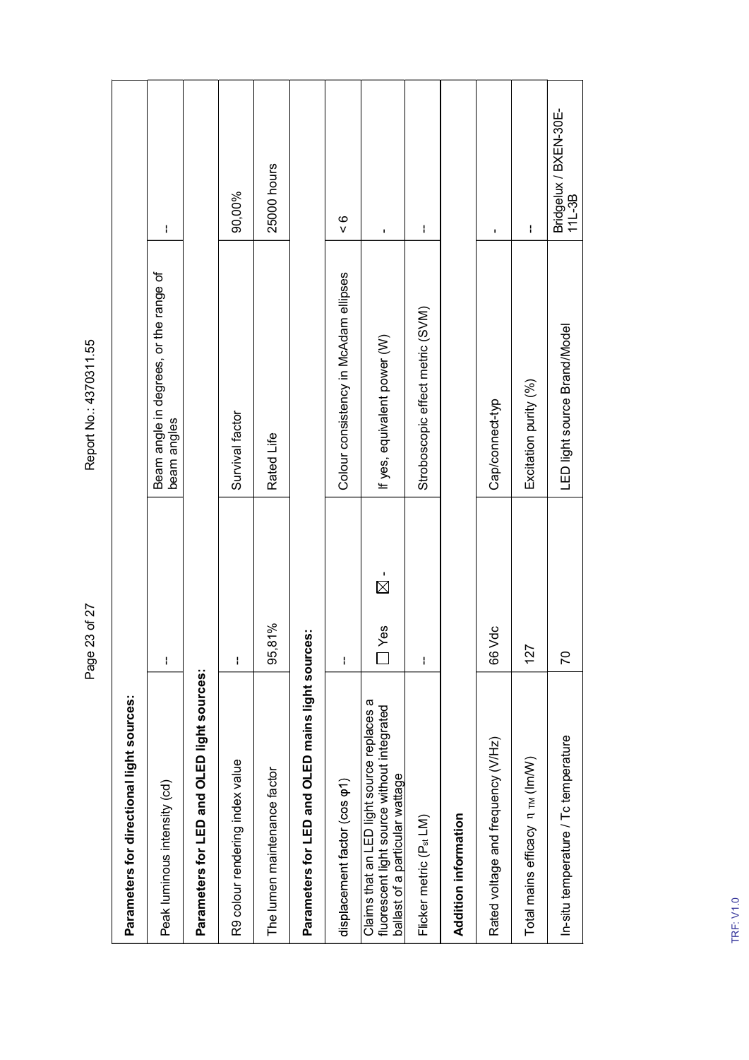| Parameters for directional light sources: | | | |
| --- | --- | --- | --- |
| Peak luminous intensity (cd) | -- | Beam angle in degrees, or the range of beam angles | -- |
| **Parameters for LED and OLED light sources:** | | | |
| R9 colour rendering index value | -- | Survival factor | 90,00% |
| The lumen maintenance factor | 95,81% | Rated Life | 25000 hours |
| **Parameters for LED and OLED mains light sources:** | | | |
| displacement factor (cos φ1) | -- | Colour consistency in McAdam ellipses | < 6 |
| Claims that an LED light source replaces a fluorescent light source without integrated ballast of a particular wattage | ☐ Yes ☒ - | If yes, equivalent power (W) | - |
| Flicker metric ($P_{st}$ LM) | -- | Stroboscopic effect metric (SVM) | -- |
| **Addition information** | | | |
| Rated voltage and frequency (V/Hz) | 66 Vdc | Cap/connect-typ | - |
| Total mains efficacy $\eta_{TM}$ (lm/W) | 127 | Excitation purity (%) | -- |
| In-situ temperature / Tc temperature | 70 | LED light source Brand/Model | Bridgelux / BXEN-30E-11L-3B |

TRF: V1.0